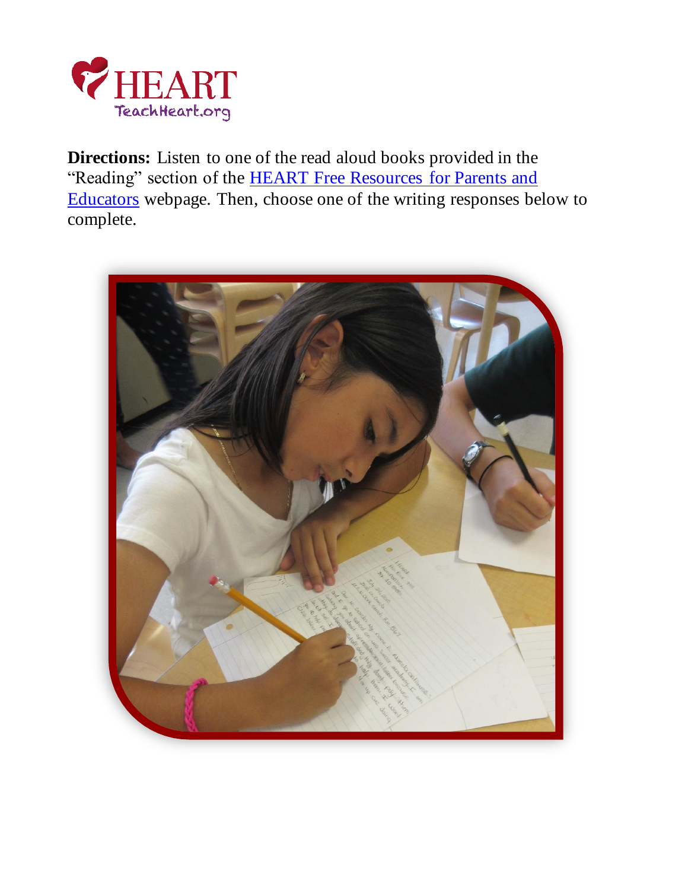**Directions:** Listen to one of the read aloud books provided in the "Reading" section of the [HEART Free Resources for Parents and Educators]() webpage. Then, choose one of the writing responses below to complete.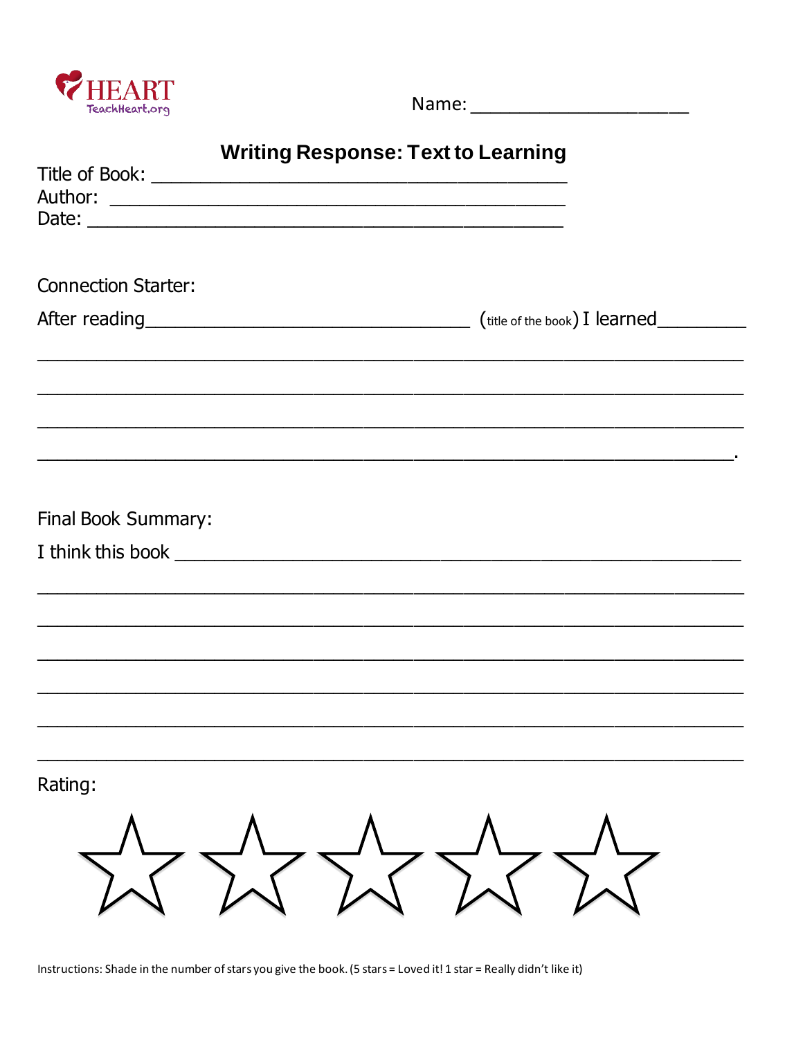HEART
TeachHeart.org

Name: ____________________

## Writing Response: Text to Learning

Title of Book: ________________________________________

Author: ________________________________________

Date: ________________________________________

Connection Starter:

After reading______________________________ (title of the book) I learned________

______________________________________________________________________

______________________________________________________________________

______________________________________________________________________

______________________________________________________________________.

Final Book Summary:

I think this book ______________________________________________________

______________________________________________________________________

______________________________________________________________________

______________________________________________________________________

______________________________________________________________________

______________________________________________________________________

______________________________________________________________________

Rating:

☆ ☆ ☆ ☆ ☆

Instructions: Shade in the number of stars you give the book. (5 stars = Loved it! 1 star = Really didn't like it)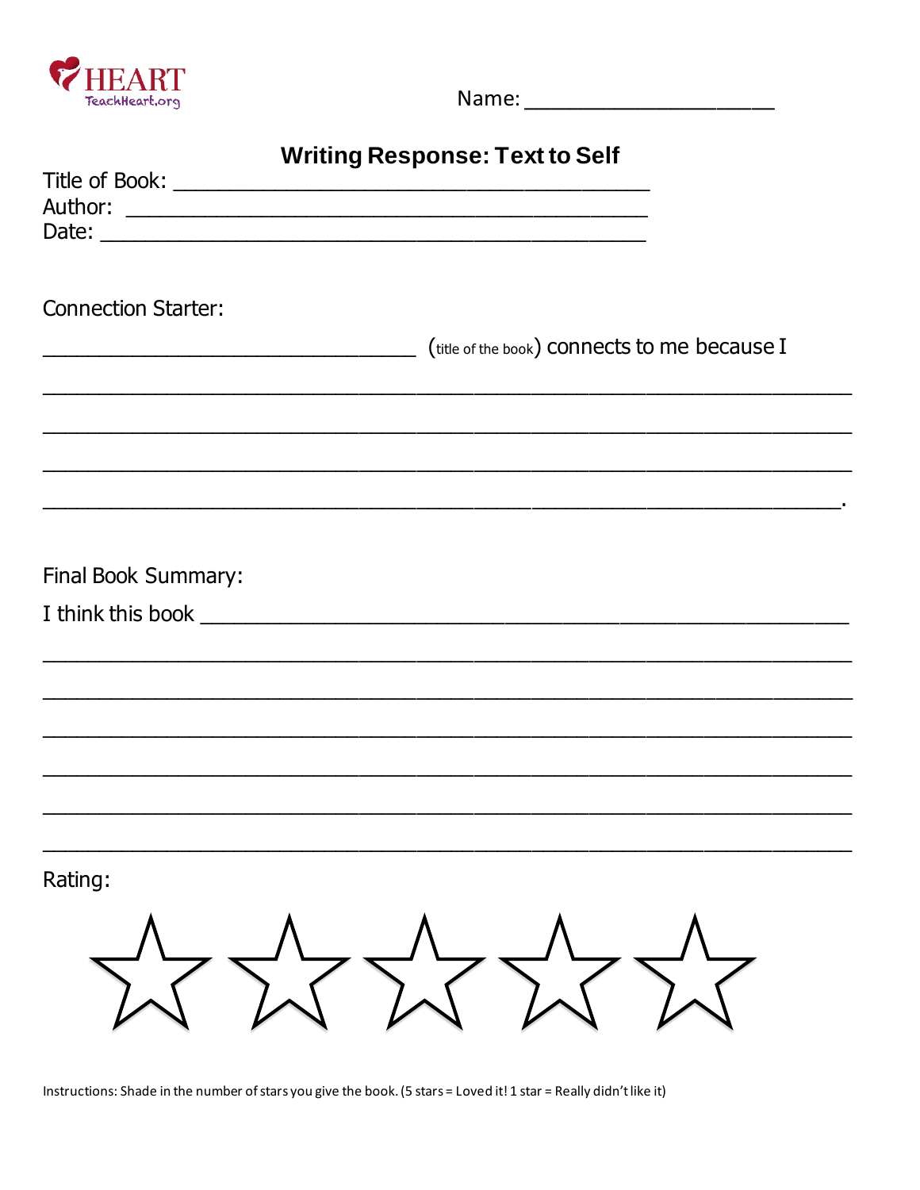HEART
TeachHeart.org

Name: ____________________

## Writing Response: Text to Self

Title of Book: ________________________________________

Author: ________________________________________

Date: ________________________________________

Connection Starter:

______________________________ (title of the book) connects to me because I

_______________________________________________________________

_______________________________________________________________

_______________________________________________________________

_______________________________________________________________.

Final Book Summary:

I think this book ______________________________________________

_______________________________________________________________

_______________________________________________________________

_______________________________________________________________

_______________________________________________________________

_______________________________________________________________

_______________________________________________________________

Rating:

☆ ☆ ☆ ☆ ☆

Instructions: Shade in the number of stars you give the book. (5 stars = Loved it! 1 star = Really didn't like it)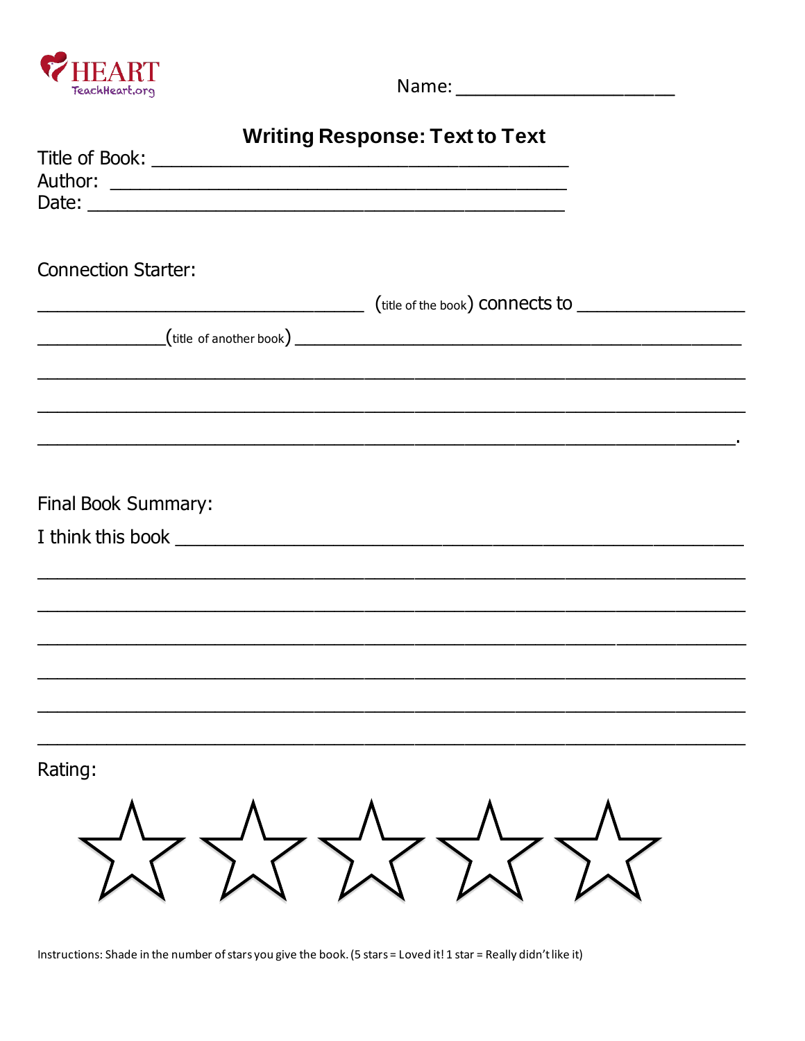HEART
TeachHeart.org

Name: ____________________

## Writing Response: Text to Text

Title of Book: ________________________________________

Author: ________________________________________

Date: ________________________________________

Connection Starter:

________________________________ (title of the book) connects to ________________

____________(title of another book) ________________________________________________

________________________________________________________________________

________________________________________________________________________

________________________________________________________________________.

Final Book Summary:

I think this book ________________________________________________________

________________________________________________________________________

________________________________________________________________________

________________________________________________________________________

________________________________________________________________________

________________________________________________________________________

________________________________________________________________________

Rating:

☆ ☆ ☆ ☆ ☆

Instructions: Shade in the number of stars you give the book. (5 stars = Loved it! 1 star = Really didn't like it)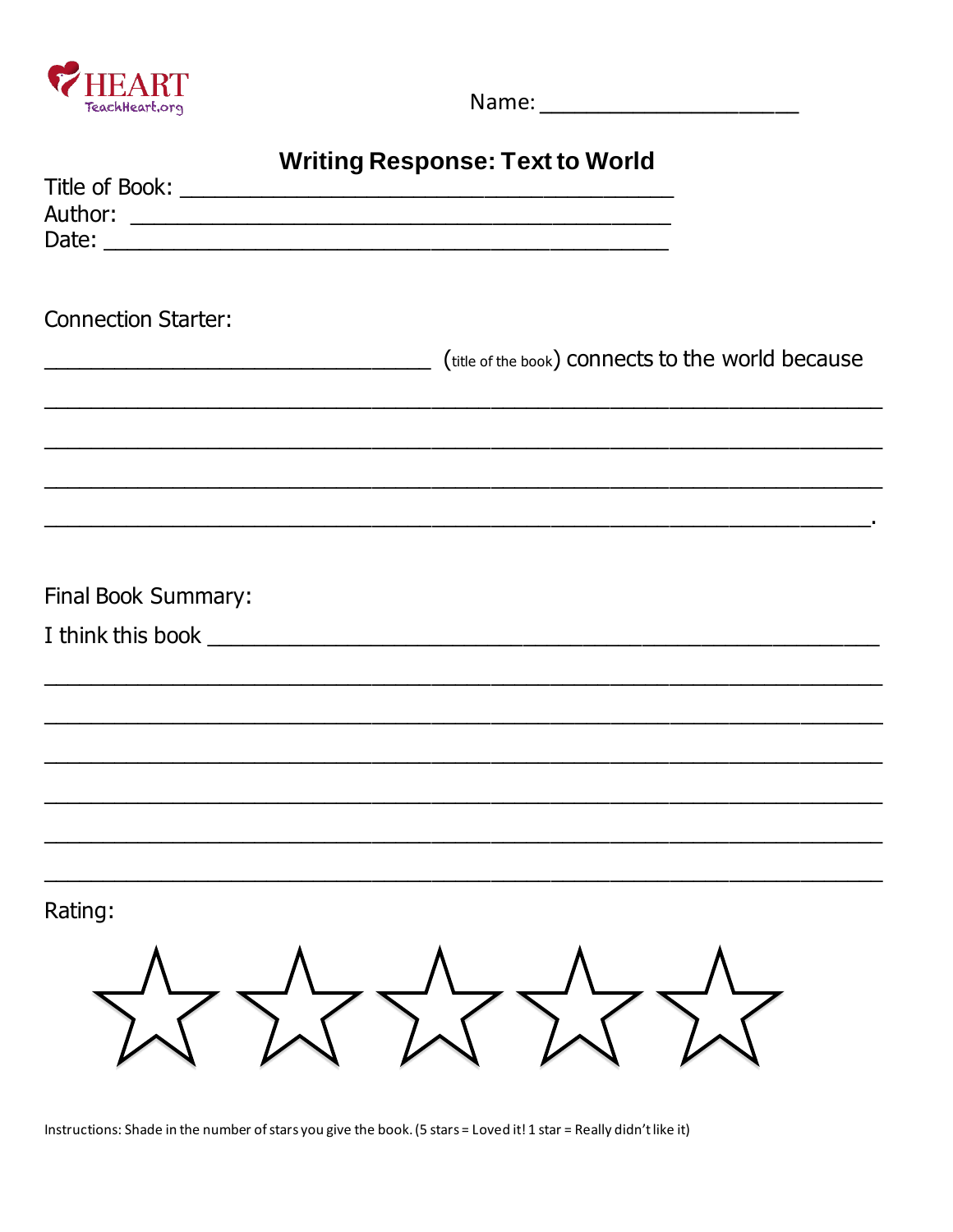HEART
TeachHeart.org

Name: ____________________

## Writing Response: Text to World

Title of Book: ________________________________________

Author: ________________________________________

Date: ________________________________________

Connection Starter:

______________________________ (title of the book) connects to the world because

________________________________________________________________________

________________________________________________________________________

________________________________________________________________________

________________________________________________________________________.

Final Book Summary:

I think this book ______________________________________________________

________________________________________________________________________

________________________________________________________________________

________________________________________________________________________

________________________________________________________________________

________________________________________________________________________

________________________________________________________________________

Rating:

☆ ☆ ☆ ☆ ☆

Instructions: Shade in the number of stars you give the book. (5 stars = Loved it! 1 star = Really didn't like it)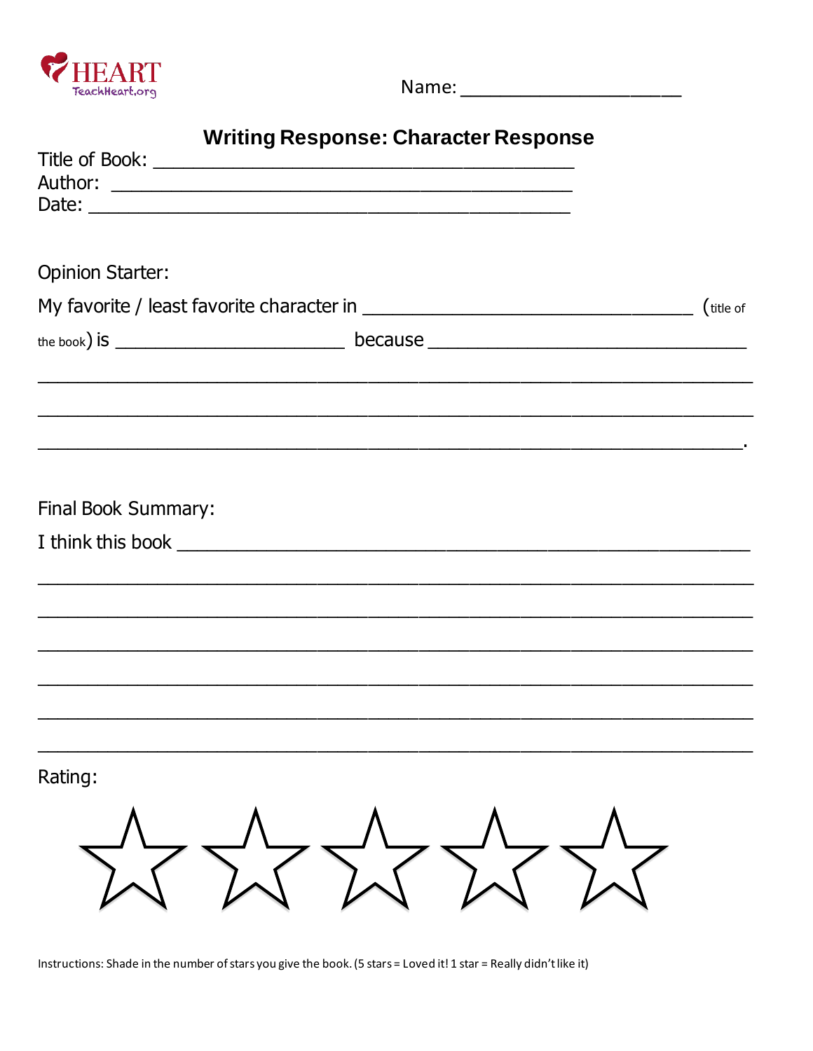HEART
TeachHeart.org

Name: ______________________

## Writing Response: Character Response

Title of Book: ___________________________________________
Author: ___________________________________________
Date: ___________________________________________

Opinion Starter:

My favorite / least favorite character in ________________________________ (title of the book) is ______________________ because ________________________________
______________________________________________________________________
______________________________________________________________________
______________________________________________________________________.

Final Book Summary:

I think this book ________________________________________________________
______________________________________________________________________
______________________________________________________________________
______________________________________________________________________
______________________________________________________________________
______________________________________________________________________
______________________________________________________________________

Rating:

☆ ☆ ☆ ☆ ☆

Instructions: Shade in the number of stars you give the book. (5 stars = Loved it! 1 star = Really didn't like it)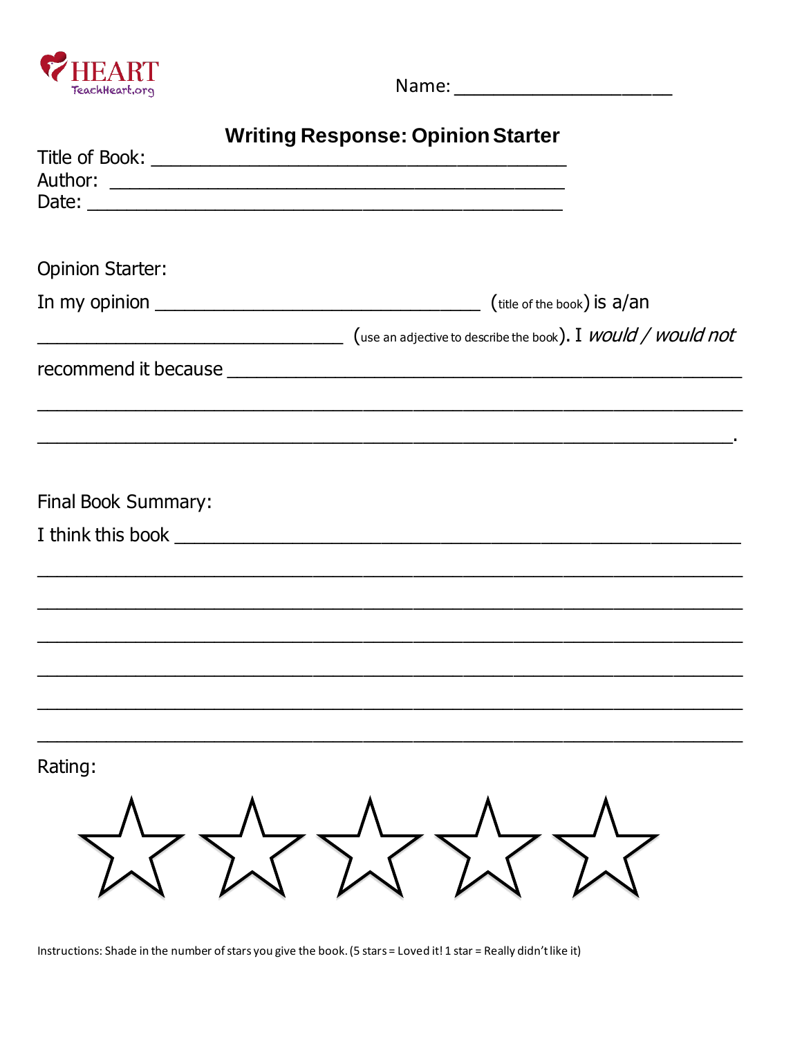HEART
TeachHeart.org

Name: ______________________

## Writing Response: Opinion Starter

Title of Book: ________________________________________

Author: ________________________________________

Date: ________________________________________

Opinion Starter:

In my opinion ______________________________ (title of the book) is a/an ______________________________ (use an adjective to describe the book). I *would / would not* recommend it because ________________________________________

________________________________________________________________

________________________________________________________________.

Final Book Summary:

I think this book ________________________________________________

________________________________________________________________

________________________________________________________________

________________________________________________________________

________________________________________________________________

________________________________________________________________

________________________________________________________________

Rating:

☆ ☆ ☆ ☆ ☆

Instructions: Shade in the number of stars you give the book. (5 stars = Loved it! 1 star = Really didn't like it)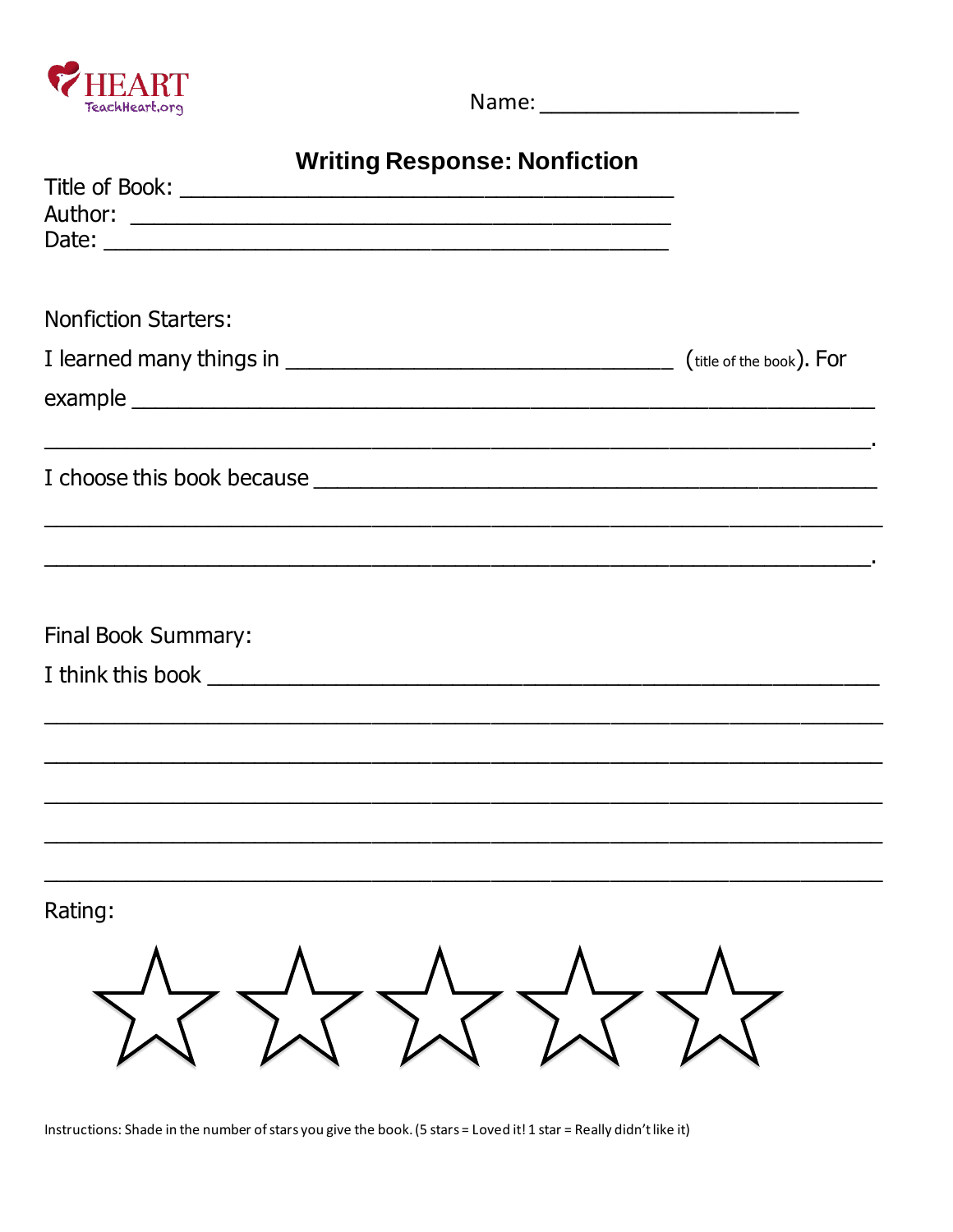HEART
TeachHeart.org

Name: ____________________

# Writing Response: Nonfiction

Title of Book: ________________________________________
Author: ________________________________________
Date: ________________________________________

Nonfiction Starters:

I learned many things in ______________________________ (title of the book). For example ____________________________________________________________

____________________________________________________________.

I choose this book because ____________________________________________

____________________________________________________________

____________________________________________________________.

Final Book Summary:

I think this book ____________________________________________________

____________________________________________________________

____________________________________________________________

____________________________________________________________

____________________________________________________________

____________________________________________________________

Rating:

☆ ☆ ☆ ☆ ☆

Instructions: Shade in the number of stars you give the book. (5 stars = Loved it! 1 star = Really didn't like it)